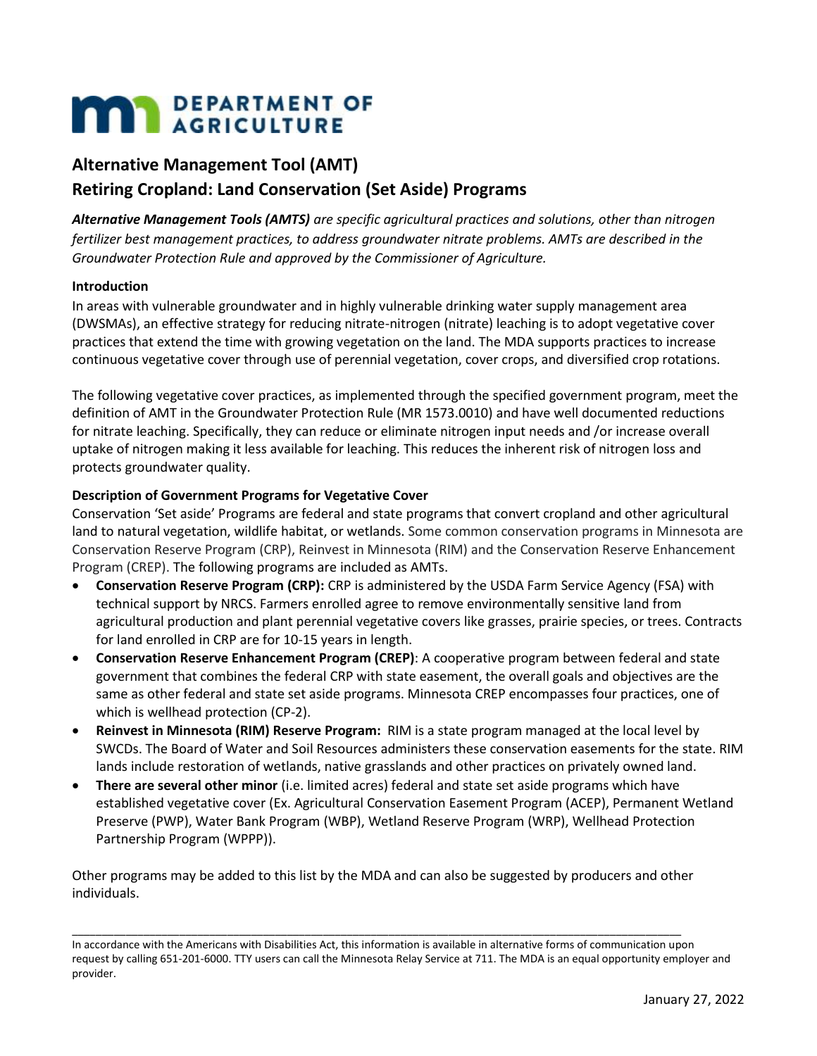**DEPARTMENT OF AGRICULTURE**

# Alternative Management Tool (AMT)
# Retiring Cropland: Land Conservation (Set Aside) Programs

***Alternative Management Tools (AMTS)*** *are specific agricultural practices and solutions, other than nitrogen fertilizer best management practices, to address groundwater nitrate problems. AMTs are described in the Groundwater Protection Rule and approved by the Commissioner of Agriculture.*

### Introduction

In areas with vulnerable groundwater and in highly vulnerable drinking water supply management area (DWSMAs), an effective strategy for reducing nitrate-nitrogen (nitrate) leaching is to adopt vegetative cover practices that extend the time with growing vegetation on the land. The MDA supports practices to increase continuous vegetative cover through use of perennial vegetation, cover crops, and diversified crop rotations.

The following vegetative cover practices, as implemented through the specified government program, meet the definition of AMT in the Groundwater Protection Rule (MR 1573.0010) and have well documented reductions for nitrate leaching. Specifically, they can reduce or eliminate nitrogen input needs and /or increase overall uptake of nitrogen making it less available for leaching. This reduces the inherent risk of nitrogen loss and protects groundwater quality.

### Description of Government Programs for Vegetative Cover

Conservation 'Set aside' Programs are federal and state programs that convert cropland and other agricultural land to natural vegetation, wildlife habitat, or wetlands. Some common conservation programs in Minnesota are Conservation Reserve Program (CRP), Reinvest in Minnesota (RIM) and the Conservation Reserve Enhancement Program (CREP). The following programs are included as AMTs.

- **Conservation Reserve Program (CRP):** CRP is administered by the USDA Farm Service Agency (FSA) with technical support by NRCS. Farmers enrolled agree to remove environmentally sensitive land from agricultural production and plant perennial vegetative covers like grasses, prairie species, or trees. Contracts for land enrolled in CRP are for 10-15 years in length.
- **Conservation Reserve Enhancement Program (CREP)**: A cooperative program between federal and state government that combines the federal CRP with state easement, the overall goals and objectives are the same as other federal and state set aside programs. Minnesota CREP encompasses four practices, one of which is wellhead protection (CP-2).
- **Reinvest in Minnesota (RIM) Reserve Program:** RIM is a state program managed at the local level by SWCDs. The Board of Water and Soil Resources administers these conservation easements for the state. RIM lands include restoration of wetlands, native grasslands and other practices on privately owned land.
- **There are several other minor** (i.e. limited acres) federal and state set aside programs which have established vegetative cover (Ex. Agricultural Conservation Easement Program (ACEP), Permanent Wetland Preserve (PWP), Water Bank Program (WBP), Wetland Reserve Program (WRP), Wellhead Protection Partnership Program (WPPP)).

Other programs may be added to this list by the MDA and can also be suggested by producers and other individuals.

---

In accordance with the Americans with Disabilities Act, this information is available in alternative forms of communication upon request by calling 651-201-6000. TTY users can call the Minnesota Relay Service at 711. The MDA is an equal opportunity employer and provider.

January 27, 2022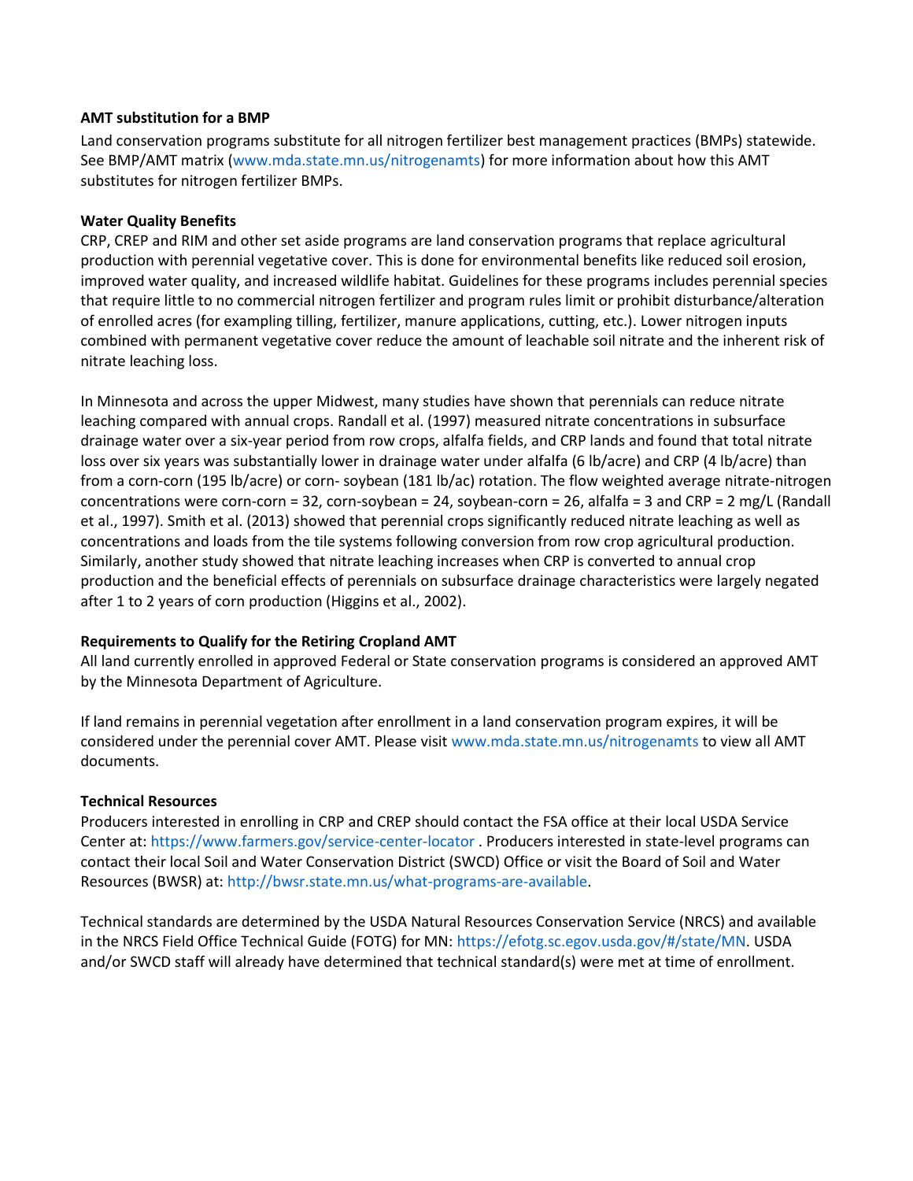**AMT substitution for a BMP**

Land conservation programs substitute for all nitrogen fertilizer best management practices (BMPs) statewide. See BMP/AMT matrix (www.mda.state.mn.us/nitrogenamts) for more information about how this AMT substitutes for nitrogen fertilizer BMPs.

**Water Quality Benefits**

CRP, CREP and RIM and other set aside programs are land conservation programs that replace agricultural production with perennial vegetative cover. This is done for environmental benefits like reduced soil erosion, improved water quality, and increased wildlife habitat. Guidelines for these programs includes perennial species that require little to no commercial nitrogen fertilizer and program rules limit or prohibit disturbance/alteration of enrolled acres (for exampling tilling, fertilizer, manure applications, cutting, etc.). Lower nitrogen inputs combined with permanent vegetative cover reduce the amount of leachable soil nitrate and the inherent risk of nitrate leaching loss.

In Minnesota and across the upper Midwest, many studies have shown that perennials can reduce nitrate leaching compared with annual crops. Randall et al. (1997) measured nitrate concentrations in subsurface drainage water over a six-year period from row crops, alfalfa fields, and CRP lands and found that total nitrate loss over six years was substantially lower in drainage water under alfalfa (6 lb/acre) and CRP (4 lb/acre) than from a corn-corn (195 lb/acre) or corn- soybean (181 lb/ac) rotation. The flow weighted average nitrate-nitrogen concentrations were corn-corn = 32, corn-soybean = 24, soybean-corn = 26, alfalfa = 3 and CRP = 2 mg/L (Randall et al., 1997). Smith et al. (2013) showed that perennial crops significantly reduced nitrate leaching as well as concentrations and loads from the tile systems following conversion from row crop agricultural production. Similarly, another study showed that nitrate leaching increases when CRP is converted to annual crop production and the beneficial effects of perennials on subsurface drainage characteristics were largely negated after 1 to 2 years of corn production (Higgins et al., 2002).

**Requirements to Qualify for the Retiring Cropland AMT**

All land currently enrolled in approved Federal or State conservation programs is considered an approved AMT by the Minnesota Department of Agriculture.

If land remains in perennial vegetation after enrollment in a land conservation program expires, it will be considered under the perennial cover AMT. Please visit www.mda.state.mn.us/nitrogenamts to view all AMT documents.

**Technical Resources**

Producers interested in enrolling in CRP and CREP should contact the FSA office at their local USDA Service Center at: https://www.farmers.gov/service-center-locator . Producers interested in state-level programs can contact their local Soil and Water Conservation District (SWCD) Office or visit the Board of Soil and Water Resources (BWSR) at: http://bwsr.state.mn.us/what-programs-are-available.

Technical standards are determined by the USDA Natural Resources Conservation Service (NRCS) and available in the NRCS Field Office Technical Guide (FOTG) for MN: https://efotg.sc.egov.usda.gov/#/state/MN. USDA and/or SWCD staff will already have determined that technical standard(s) were met at time of enrollment.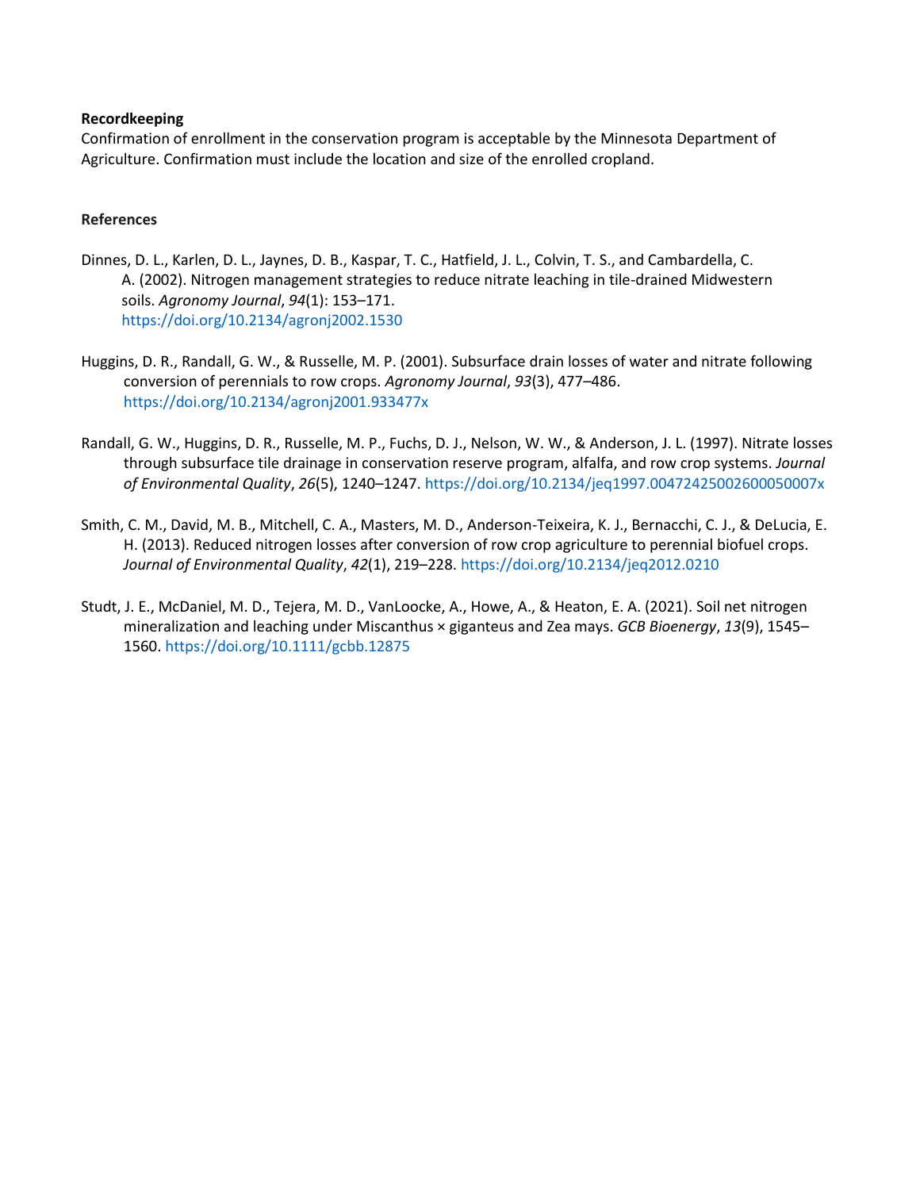**Recordkeeping**

Confirmation of enrollment in the conservation program is acceptable by the Minnesota Department of Agriculture. Confirmation must include the location and size of the enrolled cropland.

**References**

Dinnes, D. L., Karlen, D. L., Jaynes, D. B., Kaspar, T. C., Hatfield, J. L., Colvin, T. S., and Cambardella, C. A. (2002). Nitrogen management strategies to reduce nitrate leaching in tile-drained Midwestern soils. *Agronomy Journal*, *94*(1): 153–171. https://doi.org/10.2134/agronj2002.1530

Huggins, D. R., Randall, G. W., & Russelle, M. P. (2001). Subsurface drain losses of water and nitrate following conversion of perennials to row crops. *Agronomy Journal*, *93*(3), 477–486. https://doi.org/10.2134/agronj2001.933477x

Randall, G. W., Huggins, D. R., Russelle, M. P., Fuchs, D. J., Nelson, W. W., & Anderson, J. L. (1997). Nitrate losses through subsurface tile drainage in conservation reserve program, alfalfa, and row crop systems. *Journal of Environmental Quality*, *26*(5), 1240–1247. https://doi.org/10.2134/jeq1997.00472425002600050007x

Smith, C. M., David, M. B., Mitchell, C. A., Masters, M. D., Anderson-Teixeira, K. J., Bernacchi, C. J., & DeLucia, E. H. (2013). Reduced nitrogen losses after conversion of row crop agriculture to perennial biofuel crops. *Journal of Environmental Quality*, *42*(1), 219–228. https://doi.org/10.2134/jeq2012.0210

Studt, J. E., McDaniel, M. D., Tejera, M. D., VanLoocke, A., Howe, A., & Heaton, E. A. (2021). Soil net nitrogen mineralization and leaching under Miscanthus × giganteus and Zea mays. *GCB Bioenergy*, *13*(9), 1545–1560. https://doi.org/10.1111/gcbb.12875